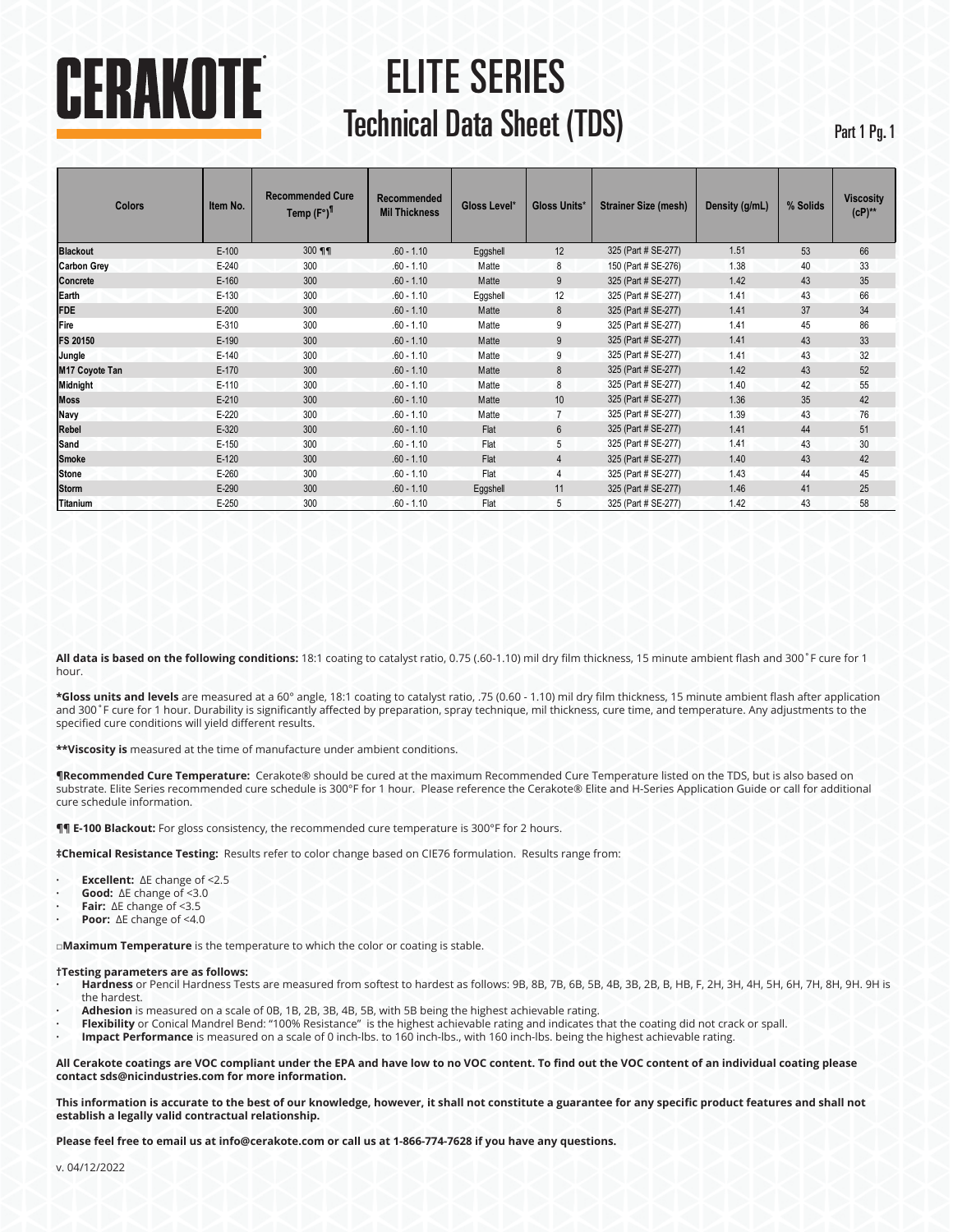# CERAKOTE

# ELITE SERIES

## Technical Data Sheet (TDS)

Part 1 Pg. 1

| Colors | Item No. | Recommended Cure Temp (F°)¶ | Recommended Mil Thickness | Gloss Level* | Gloss Units* | Strainer Size (mesh) | Density (g/mL) | % Solids | Viscosity (cP)** |
|---|---|---|---|---|---|---|---|---|---|
| **Blackout** | E-100 | 300 ¶¶ | .60 - 1.10 | Eggshell | 12 | 325 (Part # SE-277) | 1.51 | 53 | 66 |
| **Carbon Grey** | E-240 | 300 | .60 - 1.10 | Matte | 8 | 150 (Part # SE-276) | 1.38 | 40 | 33 |
| **Concrete** | E-160 | 300 | .60 - 1.10 | Matte | 9 | 325 (Part # SE-277) | 1.42 | 43 | 35 |
| **Earth** | E-130 | 300 | .60 - 1.10 | Eggshell | 12 | 325 (Part # SE-277) | 1.41 | 43 | 66 |
| **FDE** | E-200 | 300 | .60 - 1.10 | Matte | 8 | 325 (Part # SE-277) | 1.41 | 37 | 34 |
| **Fire** | E-310 | 300 | .60 - 1.10 | Matte | 9 | 325 (Part # SE-277) | 1.41 | 45 | 86 |
| **FS 20150** | E-190 | 300 | .60 - 1.10 | Matte | 9 | 325 (Part # SE-277) | 1.41 | 43 | 33 |
| **Jungle** | E-140 | 300 | .60 - 1.10 | Matte | 9 | 325 (Part # SE-277) | 1.41 | 43 | 32 |
| **M17 Coyote Tan** | E-170 | 300 | .60 - 1.10 | Matte | 8 | 325 (Part # SE-277) | 1.42 | 43 | 52 |
| **Midnight** | E-110 | 300 | .60 - 1.10 | Matte | 8 | 325 (Part # SE-277) | 1.40 | 42 | 55 |
| **Moss** | E-210 | 300 | .60 - 1.10 | Matte | 10 | 325 (Part # SE-277) | 1.36 | 35 | 42 |
| **Navy** | E-220 | 300 | .60 - 1.10 | Matte | 7 | 325 (Part # SE-277) | 1.39 | 43 | 76 |
| **Rebel** | E-320 | 300 | .60 - 1.10 | Flat | 6 | 325 (Part # SE-277) | 1.41 | 44 | 51 |
| **Sand** | E-150 | 300 | .60 - 1.10 | Flat | 5 | 325 (Part # SE-277) | 1.41 | 43 | 30 |
| **Smoke** | E-120 | 300 | .60 - 1.10 | Flat | 4 | 325 (Part # SE-277) | 1.40 | 43 | 42 |
| **Stone** | E-260 | 300 | .60 - 1.10 | Flat | 4 | 325 (Part # SE-277) | 1.43 | 44 | 45 |
| **Storm** | E-290 | 300 | .60 - 1.10 | Eggshell | 11 | 325 (Part # SE-277) | 1.46 | 41 | 25 |
| **Titanium** | E-250 | 300 | .60 - 1.10 | Flat | 5 | 325 (Part # SE-277) | 1.42 | 43 | 58 |

**All data is based on the following conditions:** 18:1 coating to catalyst ratio, 0.75 (.60-1.10) mil dry film thickness, 15 minute ambient flash and 300˚F cure for 1 hour.

***Gloss units and levels** are measured at a 60° angle, 18:1 coating to catalyst ratio, .75 (0.60 - 1.10) mil dry film thickness, 15 minute ambient flash after application and 300˚F cure for 1 hour. Durability is significantly affected by preparation, spray technique, mil thickness, cure time, and temperature. Any adjustments to the specified cure conditions will yield different results.

****Viscosity is** measured at the time of manufacture under ambient conditions.

**¶Recommended Cure Temperature:** Cerakote® should be cured at the maximum Recommended Cure Temperature listed on the TDS, but is also based on substrate. Elite Series recommended cure schedule is 300°F for 1 hour. Please reference the Cerakote® Elite and H-Series Application Guide or call for additional cure schedule information.

**¶¶ E-100 Blackout:** For gloss consistency, the recommended cure temperature is 300°F for 2 hours.

**‡Chemical Resistance Testing:** Results refer to color change based on CIE76 formulation. Results range from:

- **Excellent:** ΔE change of <2.5
- **Good:** ΔE change of <3.0
- **Fair:** ΔE change of <3.5
- **Poor:** ΔE change of <4.0

□**Maximum Temperature** is the temperature to which the color or coating is stable.

**†Testing parameters are as follows:**

- **Hardness** or Pencil Hardness Tests are measured from softest to hardest as follows: 9B, 8B, 7B, 6B, 5B, 4B, 3B, 2B, B, HB, F, 2H, 3H, 4H, 5H, 6H, 7H, 8H, 9H. 9H is the hardest.
- **Adhesion** is measured on a scale of 0B, 1B, 2B, 3B, 4B, 5B, with 5B being the highest achievable rating.
- **Flexibility** or Conical Mandrel Bend: "100% Resistance" is the highest achievable rating and indicates that the coating did not crack or spall.
- **Impact Performance** is measured on a scale of 0 inch-lbs. to 160 inch-lbs., with 160 inch-lbs. being the highest achievable rating.

**All Cerakote coatings are VOC compliant under the EPA and have low to no VOC content. To find out the VOC content of an individual coating please contact sds@nicindustries.com for more information.**

**This information is accurate to the best of our knowledge, however, it shall not constitute a guarantee for any specific product features and shall not establish a legally valid contractual relationship.**

**Please feel free to email us at info@cerakote.com or call us at 1-866-774-7628 if you have any questions.**

v. 04/12/2022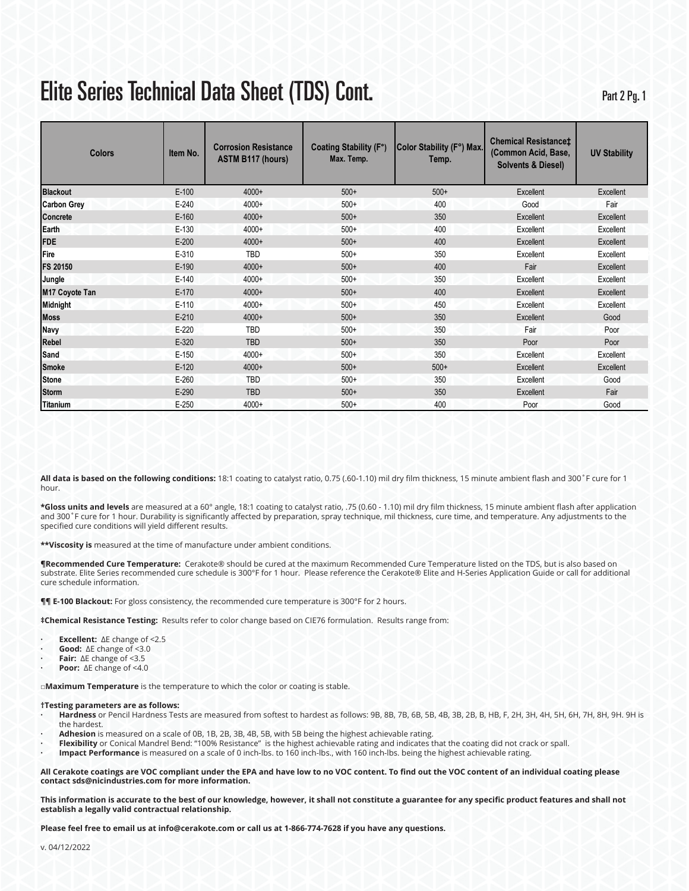# Elite Series Technical Data Sheet (TDS) Cont.

| Colors | Item No. | Corrosion Resistance ASTM B117 (hours) | Coating Stability (F°) Max. Temp. | Color Stability (F°) Max. Temp. | Chemical Resistance‡ (Common Acid, Base, Solvents & Diesel) | UV Stability |
|---|---|---|---|---|---|---|
| **Blackout** | E-100 | 4000+ | 500+ | 500+ | Excellent | Excellent |
| **Carbon Grey** | E-240 | 4000+ | 500+ | 400 | Good | Fair |
| **Concrete** | E-160 | 4000+ | 500+ | 350 | Excellent | Excellent |
| **Earth** | E-130 | 4000+ | 500+ | 400 | Excellent | Excellent |
| **FDE** | E-200 | 4000+ | 500+ | 400 | Excellent | Excellent |
| **Fire** | E-310 | TBD | 500+ | 350 | Excellent | Excellent |
| **FS 20150** | E-190 | 4000+ | 500+ | 400 | Fair | Excellent |
| **Jungle** | E-140 | 4000+ | 500+ | 350 | Excellent | Excellent |
| **M17 Coyote Tan** | E-170 | 4000+ | 500+ | 400 | Excellent | Excellent |
| **Midnight** | E-110 | 4000+ | 500+ | 450 | Excellent | Excellent |
| **Moss** | E-210 | 4000+ | 500+ | 350 | Excellent | Good |
| **Navy** | E-220 | TBD | 500+ | 350 | Fair | Poor |
| **Rebel** | E-320 | TBD | 500+ | 350 | Poor | Poor |
| **Sand** | E-150 | 4000+ | 500+ | 350 | Excellent | Excellent |
| **Smoke** | E-120 | 4000+ | 500+ | 500+ | Excellent | Excellent |
| **Stone** | E-260 | TBD | 500+ | 350 | Excellent | Good |
| **Storm** | E-290 | TBD | 500+ | 350 | Excellent | Fair |
| **Titanium** | E-250 | 4000+ | 500+ | 400 | Poor | Good |

**All data is based on the following conditions:** 18:1 coating to catalyst ratio, 0.75 (.60-1.10) mil dry film thickness, 15 minute ambient flash and 300˚F cure for 1 hour.

***Gloss units and levels** are measured at a 60° angle, 18:1 coating to catalyst ratio, .75 (0.60 - 1.10) mil dry film thickness, 15 minute ambient flash after application and 300˚F cure for 1 hour. Durability is significantly affected by preparation, spray technique, mil thickness, cure time, and temperature. Any adjustments to the specified cure conditions will yield different results.

****Viscosity is** measured at the time of manufacture under ambient conditions.

**¶Recommended Cure Temperature:** Cerakote® should be cured at the maximum Recommended Cure Temperature listed on the TDS, but is also based on substrate. Elite Series recommended cure schedule is 300°F for 1 hour. Please reference the Cerakote® Elite and H-Series Application Guide or call for additional cure schedule information.

**¶¶ E-100 Blackout:** For gloss consistency, the recommended cure temperature is 300°F for 2 hours.

**‡Chemical Resistance Testing:** Results refer to color change based on CIE76 formulation. Results range from:

- **Excellent:** ΔE change of <2.5
- **Good:** ΔE change of <3.0
- **Fair:** ΔE change of <3.5
- **Poor:** ΔE change of <4.0

□**Maximum Temperature** is the temperature to which the color or coating is stable.

**†Testing parameters are as follows:**

- **Hardness** or Pencil Hardness Tests are measured from softest to hardest as follows: 9B, 8B, 7B, 6B, 5B, 4B, 3B, 2B, B, HB, F, 2H, 3H, 4H, 5H, 6H, 7H, 8H, 9H. 9H is the hardest.
- **Adhesion** is measured on a scale of 0B, 1B, 2B, 3B, 4B, 5B, with 5B being the highest achievable rating.
- **Flexibility** or Conical Mandrel Bend: "100% Resistance" is the highest achievable rating and indicates that the coating did not crack or spall.
- **Impact Performance** is measured on a scale of 0 inch-lbs. to 160 inch-lbs., with 160 inch-lbs. being the highest achievable rating.

**All Cerakote coatings are VOC compliant under the EPA and have low to no VOC content. To find out the VOC content of an individual coating please contact sds@nicindustries.com for more information.**

**This information is accurate to the best of our knowledge, however, it shall not constitute a guarantee for any specific product features and shall not establish a legally valid contractual relationship.**

**Please feel free to email us at info@cerakote.com or call us at 1-866-774-7628 if you have any questions.**

v. 04/12/2022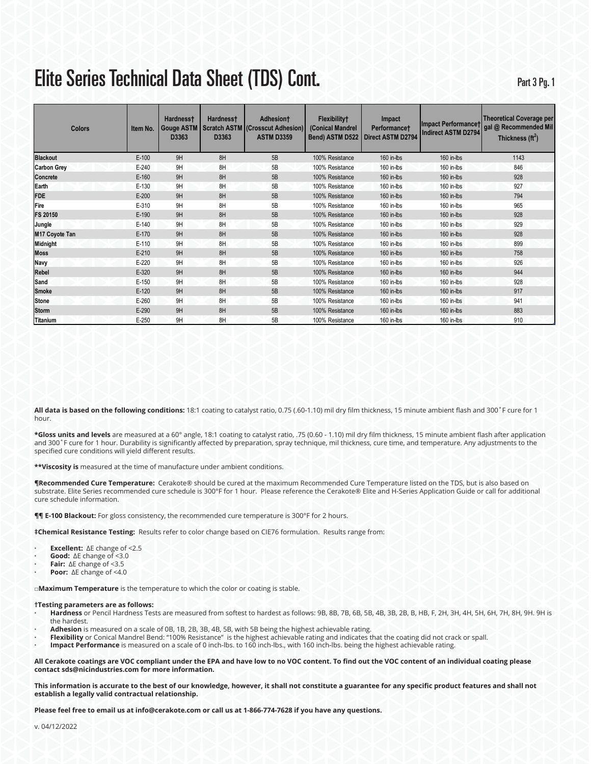# Elite Series Technical Data Sheet (TDS) Cont.

| Colors | Item No. | Hardness† Gouge ASTM D3363 | Hardness† Scratch ASTM D3363 | Adhesion† (Crosscut Adhesion) ASTM D3359 | Flexibility† (Conical Mandrel Bend) ASTM D522 | Impact Performance† Direct ASTM D2794 | Impact Performance† Indirect ASTM D2794 | Theoretical Coverage per gal @ Recommended Mil Thickness ($ft^2$) |
|---|---|---|---|---|---|---|---|---|
| **Blackout** | E-100 | 9H | 8H | 5B | 100% Resistance | 160 in-lbs | 160 in-lbs | 1143 |
| **Carbon Grey** | E-240 | 9H | 8H | 5B | 100% Resistance | 160 in-lbs | 160 in-lbs | 846 |
| **Concrete** | E-160 | 9H | 8H | 5B | 100% Resistance | 160 in-lbs | 160 in-lbs | 928 |
| **Earth** | E-130 | 9H | 8H | 5B | 100% Resistance | 160 in-lbs | 160 in-lbs | 927 |
| **FDE** | E-200 | 9H | 8H | 5B | 100% Resistance | 160 in-lbs | 160 in-lbs | 794 |
| **Fire** | E-310 | 9H | 8H | 5B | 100% Resistance | 160 in-lbs | 160 in-lbs | 965 |
| **FS 20150** | E-190 | 9H | 8H | 5B | 100% Resistance | 160 in-lbs | 160 in-lbs | 928 |
| **Jungle** | E-140 | 9H | 8H | 5B | 100% Resistance | 160 in-lbs | 160 in-lbs | 929 |
| **M17 Coyote Tan** | E-170 | 9H | 8H | 5B | 100% Resistance | 160 in-lbs | 160 in-lbs | 928 |
| **Midnight** | E-110 | 9H | 8H | 5B | 100% Resistance | 160 in-lbs | 160 in-lbs | 899 |
| **Moss** | E-210 | 9H | 8H | 5B | 100% Resistance | 160 in-lbs | 160 in-lbs | 758 |
| **Navy** | E-220 | 9H | 8H | 5B | 100% Resistance | 160 in-lbs | 160 in-lbs | 926 |
| **Rebel** | E-320 | 9H | 8H | 5B | 100% Resistance | 160 in-lbs | 160 in-lbs | 944 |
| **Sand** | E-150 | 9H | 8H | 5B | 100% Resistance | 160 in-lbs | 160 in-lbs | 928 |
| **Smoke** | E-120 | 9H | 8H | 5B | 100% Resistance | 160 in-lbs | 160 in-lbs | 917 |
| **Stone** | E-260 | 9H | 8H | 5B | 100% Resistance | 160 in-lbs | 160 in-lbs | 941 |
| **Storm** | E-290 | 9H | 8H | 5B | 100% Resistance | 160 in-lbs | 160 in-lbs | 883 |
| **Titanium** | E-250 | 9H | 8H | 5B | 100% Resistance | 160 in-lbs | 160 in-lbs | 910 |

**All data is based on the following conditions:** 18:1 coating to catalyst ratio, 0.75 (.60-1.10) mil dry film thickness, 15 minute ambient flash and 300˚F cure for 1 hour.

***Gloss units and levels** are measured at a 60° angle, 18:1 coating to catalyst ratio, .75 (0.60 - 1.10) mil dry film thickness, 15 minute ambient flash after application and 300˚F cure for 1 hour. Durability is significantly affected by preparation, spray technique, mil thickness, cure time, and temperature. Any adjustments to the specified cure conditions will yield different results.

****Viscosity is** measured at the time of manufacture under ambient conditions.

**¶Recommended Cure Temperature:** Cerakote® should be cured at the maximum Recommended Cure Temperature listed on the TDS, but is also based on substrate. Elite Series recommended cure schedule is 300°F for 1 hour. Please reference the Cerakote® Elite and H-Series Application Guide or call for additional cure schedule information.

**¶¶ E-100 Blackout:** For gloss consistency, the recommended cure temperature is 300°F for 2 hours.

**‡Chemical Resistance Testing:** Results refer to color change based on CIE76 formulation. Results range from:

- **Excellent:** ΔE change of <2.5
- **Good:** ΔE change of <3.0
- **Fair:** ΔE change of <3.5
- **Poor:** ΔE change of <4.0

□**Maximum Temperature** is the temperature to which the color or coating is stable.

**†Testing parameters are as follows:**

- **Hardness** or Pencil Hardness Tests are measured from softest to hardest as follows: 9B, 8B, 7B, 6B, 5B, 4B, 3B, 2B, B, HB, F, 2H, 3H, 4H, 5H, 6H, 7H, 8H, 9H. 9H is the hardest.
- **Adhesion** is measured on a scale of 0B, 1B, 2B, 3B, 4B, 5B, with 5B being the highest achievable rating.
- **Flexibility** or Conical Mandrel Bend: "100% Resistance" is the highest achievable rating and indicates that the coating did not crack or spall.
- **Impact Performance** is measured on a scale of 0 inch-lbs. to 160 inch-lbs., with 160 inch-lbs. being the highest achievable rating.

**All Cerakote coatings are VOC compliant under the EPA and have low to no VOC content. To find out the VOC content of an individual coating please contact sds@nicindustries.com for more information.**

**This information is accurate to the best of our knowledge, however, it shall not constitute a guarantee for any specific product features and shall not establish a legally valid contractual relationship.**

**Please feel free to email us at info@cerakote.com or call us at 1-866-774-7628 if you have any questions.**

v. 04/12/2022